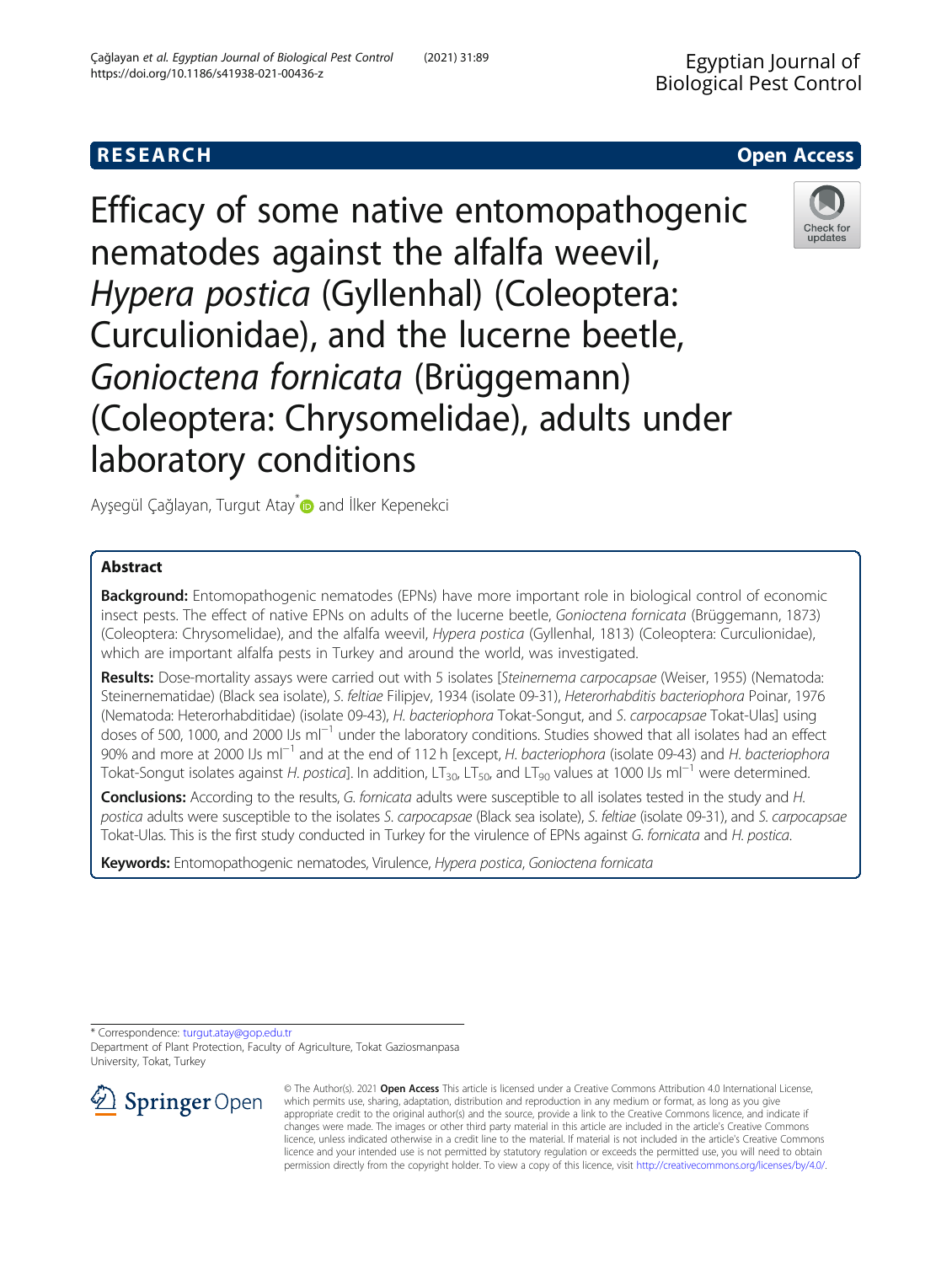RESEARCH

Open Access

# Efficacy of some native entomopathogenic nematodes against the alfalfa weevil, *Hypera postica* (Gyllenhal) (Coleoptera: Curculionidae), and the lucerne beetle, *Gonioctena fornicata* (Brüggemann) (Coleoptera: Chrysomelidae), adults under laboratory conditions

Ayşegül Çağlayan, Turgut Atay* and İlker Kepenekci

## Abstract

**Background:** Entomopathogenic nematodes (EPNs) have more important role in biological control of economic insect pests. The effect of native EPNs on adults of the lucerne beetle, *Gonioctena fornicata* (Brüggemann, 1873) (Coleoptera: Chrysomelidae), and the alfalfa weevil, *Hypera postica* (Gyllenhal, 1813) (Coleoptera: Curculionidae), which are important alfalfa pests in Turkey and around the world, was investigated.

**Results:** Dose-mortality assays were carried out with 5 isolates [*Steinernema carpocapsae* (Weiser, 1955) (Nematoda: Steinernematidae) (Black sea isolate), *S. feltiae* Filipjev, 1934 (isolate 09-31), *Heterorhabditis bacteriophora* Poinar, 1976 (Nematoda: Heterorhabditidae) (isolate 09-43), *H. bacteriophora* Tokat-Songut, and *S. carpocapsae* Tokat-Ulas] using doses of 500, 1000, and 2000 IJs $ml^{-1}$ under the laboratory conditions. Studies showed that all isolates had an effect 90% and more at 2000 IJs $ml^{-1}$ and at the end of 112 h [except, *H. bacteriophora* (isolate 09-43) and *H. bacteriophora* Tokat-Songut isolates against *H. postica*]. In addition, $LT_{30}$, $LT_{50}$, and $LT_{90}$ values at 1000 IJs $ml^{-1}$ were determined.

**Conclusions:** According to the results, *G. fornicata* adults were susceptible to all isolates tested in the study and *H. postica* adults were susceptible to the isolates *S. carpocapsae* (Black sea isolate), *S. feltiae* (isolate 09-31), and *S. carpocapsae* Tokat-Ulas. This is the first study conducted in Turkey for the virulence of EPNs against *G. fornicata* and *H. postica*.

**Keywords:** Entomopathogenic nematodes, Virulence, *Hypera postica*, *Gonioctena fornicata*

---

* Correspondence: turgut.atay@gop.edu.tr
Department of Plant Protection, Faculty of Agriculture, Tokat Gaziosmanpasa University, Tokat, Turkey

© The Author(s). 2021 **Open Access** This article is licensed under a Creative Commons Attribution 4.0 International License, which permits use, sharing, adaptation, distribution and reproduction in any medium or format, as long as you give appropriate credit to the original author(s) and the source, provide a link to the Creative Commons licence, and indicate if changes were made. The images or other third party material in this article are included in the article's Creative Commons licence, unless indicated otherwise in a credit line to the material. If material is not included in the article's Creative Commons licence and your intended use is not permitted by statutory regulation or exceeds the permitted use, you will need to obtain permission directly from the copyright holder. To view a copy of this licence, visit http://creativecommons.org/licenses/by/4.0/.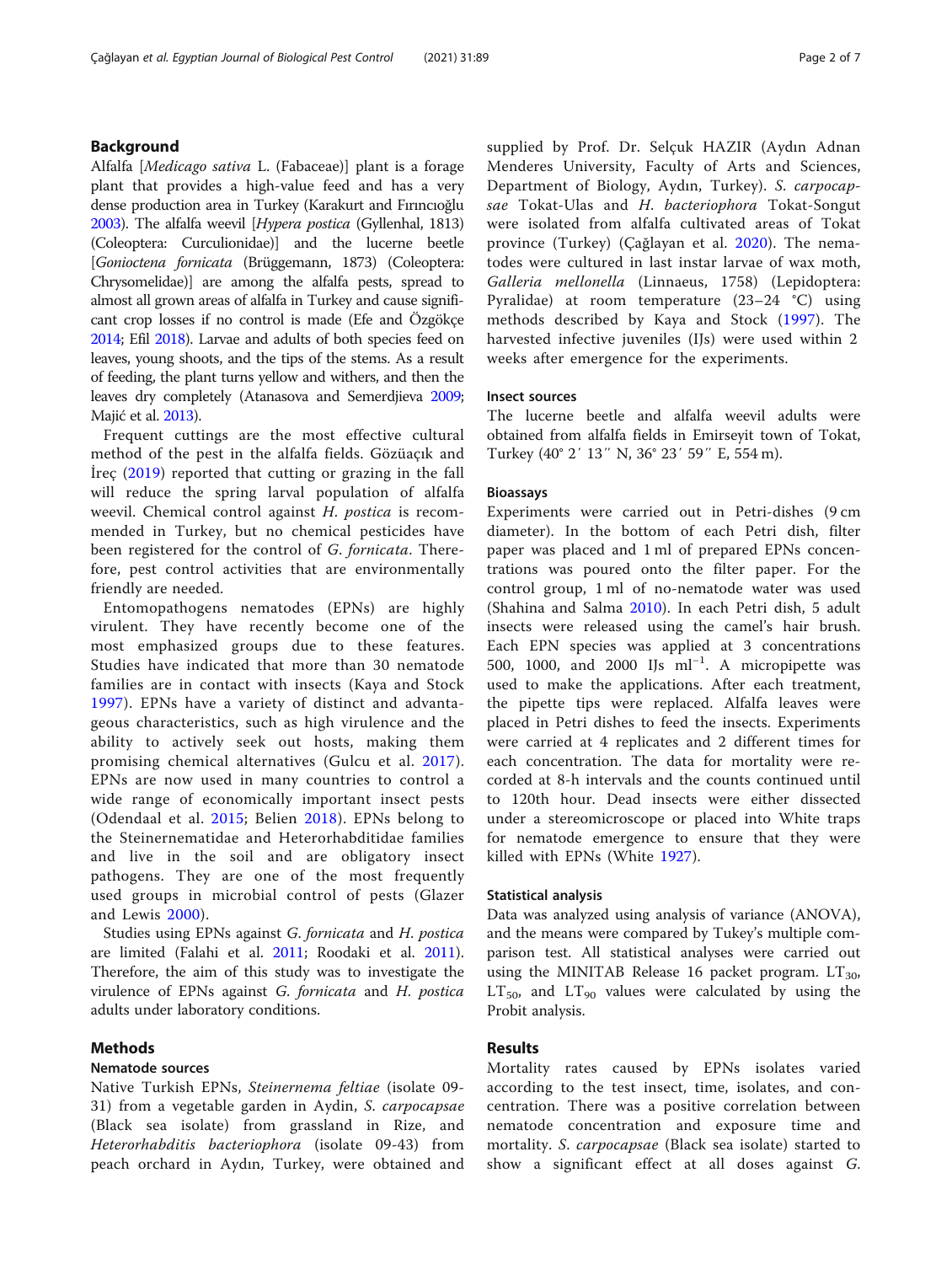## Background

Alfalfa [*Medicago sativa* L. (Fabaceae)] plant is a forage plant that provides a high-value feed and has a very dense production area in Turkey (Karakurt and Fırıncıoğlu 2003). The alfalfa weevil [*Hypera postica* (Gyllenhal, 1813) (Coleoptera: Curculionidae)] and the lucerne beetle [*Gonioctena fornicata* (Brüggemann, 1873) (Coleoptera: Chrysomelidae)] are among the alfalfa pests, spread to almost all grown areas of alfalfa in Turkey and cause significant crop losses if no control is made (Efe and Özgökçe 2014; Efil 2018). Larvae and adults of both species feed on leaves, young shoots, and the tips of the stems. As a result of feeding, the plant turns yellow and withers, and then the leaves dry completely (Atanasova and Semerdjieva 2009; Majić et al. 2013).

Frequent cuttings are the most effective cultural method of the pest in the alfalfa fields. Gözüaçık and İreç (2019) reported that cutting or grazing in the fall will reduce the spring larval population of alfalfa weevil. Chemical control against *H. postica* is recommended in Turkey, but no chemical pesticides have been registered for the control of *G. fornicata*. Therefore, pest control activities that are environmentally friendly are needed.

Entomopathogens nematodes (EPNs) are highly virulent. They have recently become one of the most emphasized groups due to these features. Studies have indicated that more than 30 nematode families are in contact with insects (Kaya and Stock 1997). EPNs have a variety of distinct and advantageous characteristics, such as high virulence and the ability to actively seek out hosts, making them promising chemical alternatives (Gulcu et al. 2017). EPNs are now used in many countries to control a wide range of economically important insect pests (Odendaal et al. 2015; Belien 2018). EPNs belong to the Steinernematidae and Heterorhabditidae families and live in the soil and are obligatory insect pathogens. They are one of the most frequently used groups in microbial control of pests (Glazer and Lewis 2000).

Studies using EPNs against *G. fornicata* and *H. postica* are limited (Falahi et al. 2011; Roodaki et al. 2011). Therefore, the aim of this study was to investigate the virulence of EPNs against *G. fornicata* and *H. postica* adults under laboratory conditions.

## Methods

### Nematode sources

Native Turkish EPNs, *Steinernema feltiae* (isolate 09-31) from a vegetable garden in Aydin, *S. carpocapsae* (Black sea isolate) from grassland in Rize, and *Heterorhabditis bacteriophora* (isolate 09-43) from peach orchard in Aydın, Turkey, were obtained and supplied by Prof. Dr. Selçuk HAZIR (Aydın Adnan Menderes University, Faculty of Arts and Sciences, Department of Biology, Aydın, Turkey). *S. carpocapsae* Tokat-Ulas and *H. bacteriophora* Tokat-Songut were isolated from alfalfa cultivated areas of Tokat province (Turkey) (Çağlayan et al. 2020). The nematodes were cultured in last instar larvae of wax moth, *Galleria mellonella* (Linnaeus, 1758) (Lepidoptera: Pyralidae) at room temperature (23–24 °C) using methods described by Kaya and Stock (1997). The harvested infective juveniles (IJs) were used within 2 weeks after emergence for the experiments.

### Insect sources

The lucerne beetle and alfalfa weevil adults were obtained from alfalfa fields in Emirseyit town of Tokat, Turkey (40° 2′ 13′′ N, 36° 23′ 59′′ E, 554 m).

### Bioassays

Experiments were carried out in Petri-dishes (9 cm diameter). In the bottom of each Petri dish, filter paper was placed and 1 ml of prepared EPNs concentrations was poured onto the filter paper. For the control group, 1 ml of no-nematode water was used (Shahina and Salma 2010). In each Petri dish, 5 adult insects were released using the camel's hair brush. Each EPN species was applied at 3 concentrations 500, 1000, and 2000 IJs $ml^{-1}$. A micropipette was used to make the applications. After each treatment, the pipette tips were replaced. Alfalfa leaves were placed in Petri dishes to feed the insects. Experiments were carried at 4 replicates and 2 different times for each concentration. The data for mortality were recorded at 8-h intervals and the counts continued until to 120th hour. Dead insects were either dissected under a stereomicroscope or placed into White traps for nematode emergence to ensure that they were killed with EPNs (White 1927).

### Statistical analysis

Data was analyzed using analysis of variance (ANOVA), and the means were compared by Tukey's multiple comparison test. All statistical analyses were carried out using the MINITAB Release 16 packet program. $LT_{30}$, $LT_{50}$, and $LT_{90}$ values were calculated by using the Probit analysis.

## Results

Mortality rates caused by EPNs isolates varied according to the test insect, time, isolates, and concentration. There was a positive correlation between nematode concentration and exposure time and mortality. *S. carpocapsae* (Black sea isolate) started to show a significant effect at all doses against *G.*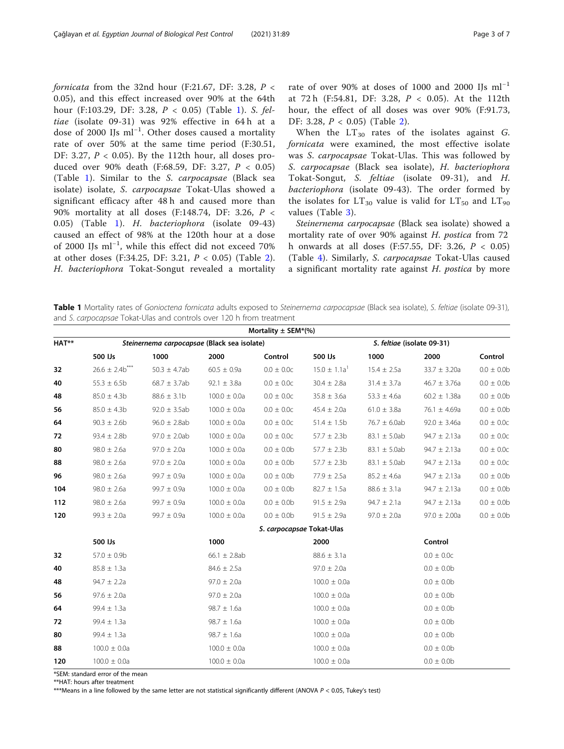*fornicata* from the 32nd hour (F:21.67, DF: 3.28, $P < 0.05$), and this effect increased over 90% at the 64th hour (F:103.29, DF: 3.28, $P < 0.05$) (Table 1). *S. feltiae* (isolate 09-31) was 92% effective in 64 h at a dose of 2000 IJs $ml^{-1}$. Other doses caused a mortality rate of over 50% at the same time period (F:30.51, DF: 3.27, $P < 0.05$). By the 112th hour, all doses produced over 90% death (F:68.59, DF: 3.27, $P < 0.05$) (Table 1). Similar to the *S. carpocapsae* (Black sea isolate) isolate, *S. carpocapsae* Tokat-Ulas showed a significant efficacy after 48 h and caused more than 90% mortality at all doses (F:148.74, DF: 3.26, $P < 0.05$) (Table 1). *H. bacteriophora* (isolate 09-43) caused an effect of 98% at the 120th hour at a dose of 2000 IJs $ml^{-1}$, while this effect did not exceed 70% at other doses (F:34.25, DF: 3.21, $P < 0.05$) (Table 2). *H. bacteriophora* Tokat-Songut revealed a mortality rate of over 90% at doses of 1000 and 2000 IJs $ml^{-1}$ at 72 h (F:54.81, DF: 3.28, $P < 0.05$). At the 112th hour, the effect of all doses was over 90% (F:91.73, DF: 3.28, $P < 0.05$) (Table 2).

When the $LT_{30}$ rates of the isolates against *G. fornicata* were examined, the most effective isolate was *S. carpocapsae* Tokat-Ulas. This was followed by *S. carpocapsae* (Black sea isolate), *H. bacteriophora* Tokat-Songut, *S. feltiae* (isolate 09-31), and *H. bacteriophora* (isolate 09-43). The order formed by the isolates for $LT_{30}$ value is valid for $LT_{50}$ and $LT_{90}$ values (Table 3).

*Steinernema carpocapsae* (Black sea isolate) showed a mortality rate of over 90% against *H. postica* from 72 h onwards at all doses (F:57.55, DF: 3.26, $P < 0.05$) (Table 4). Similarly, *S. carpocapsae* Tokat-Ulas caused a significant mortality rate against *H. postica* by more

**Table 1** Mortality rates of *Gonioctena fornicata* adults exposed to *Steinernema carpocapsae* (Black sea isolate), *S. feltiae* (isolate 09-31), and *S. carpocapsae* Tokat-Ulas and controls over 120 h from treatment

| HAT** | Mortality ± SEM*(%) | | | | | | | |
|---|---|---|---|---|---|---|---|---|
| | *Steinernema carpocapsae* (Black sea isolate) | | | | *S. feltiae* (isolate 09-31) | | | |
| | 500 IJs | 1000 | 2000 | Control | 500 IJs | 1000 | 2000 | Control |
| 32 | 26.6 ± 2.4b*** | 50.3 ± 4.7ab | 60.5 ± 0.9a | 0.0 ± 0.0c | 15.0 ± 1.1a[1] | 15.4 ± 2.5a | 33.7 ± 3.20a | 0.0 ± 0.0b |
| 40 | 55.3 ± 6.5b | 68.7 ± 3.7ab | 92.1 ± 3.8a | 0.0 ± 0.0c | 30.4 ± 2.8a | 31.4 ± 3.7a | 46.7 ± 3.76a | 0.0 ± 0.0b |
| 48 | 85.0 ± 4.3b | 88.6 ± 3.1b | 100.0 ± 0.0a | 0.0 ± 0.0c | 35.8 ± 3.6a | 53.3 ± 4.6a | 60.2 ± 1.38a | 0.0 ± 0.0b |
| 56 | 85.0 ± 4.3b | 92.0 ± 3.5ab | 100.0 ± 0.0a | 0.0 ± 0.0c | 45.4 ± 2.0a | 61.0 ± 3.8a | 76.1 ± 4.69a | 0.0 ± 0.0b |
| 64 | 90.3 ± 2.6b | 96.0 ± 2.8ab | 100.0 ± 0.0a | 0.0 ± 0.0c | 51.4 ± 1.5b | 76.7 ± 6.0ab | 92.0 ± 3.46a | 0.0 ± 0.0c |
| 72 | 93.4 ± 2.8b | 97.0 ± 2.0ab | 100.0 ± 0.0a | 0.0 ± 0.0c | 57.7 ± 2.3b | 83.1 ± 5.0ab | 94.7 ± 2.13a | 0.0 ± 0.0c |
| 80 | 98.0 ± 2.6a | 97.0 ± 2.0a | 100.0 ± 0.0a | 0.0 ± 0.0b | 57.7 ± 2.3b | 83.1 ± 5.0ab | 94.7 ± 2.13a | 0.0 ± 0.0c |
| 88 | 98.0 ± 2.6a | 97.0 ± 2.0a | 100.0 ± 0.0a | 0.0 ± 0.0b | 57.7 ± 2.3b | 83.1 ± 5.0ab | 94.7 ± 2.13a | 0.0 ± 0.0c |
| 96 | 98.0 ± 2.6a | 99.7 ± 0.9a | 100.0 ± 0.0a | 0.0 ± 0.0b | 77.9 ± 2.5a | 85.2 ± 4.6a | 94.7 ± 2.13a | 0.0 ± 0.0b |
| 104 | 98.0 ± 2.6a | 99.7 ± 0.9a | 100.0 ± 0.0a | 0.0 ± 0.0b | 82.7 ± 1.5a | 88.6 ± 3.1a | 94.7 ± 2.13a | 0.0 ± 0.0b |
| 112 | 98.0 ± 2.6a | 99.7 ± 0.9a | 100.0 ± 0.0a | 0.0 ± 0.0b | 91.5 ± 2.9a | 94.7 ± 2.1a | 94.7 ± 2.13a | 0.0 ± 0.0b |
| 120 | 99.3 ± 2.0a | 99.7 ± 0.9a | 100.0 ± 0.0a | 0.0 ± 0.0b | 91.5 ± 2.9a | 97.0 ± 2.0a | 97.0 ± 2.00a | 0.0 ± 0.0b |
| | *S. carpocapsae* Tokat-Ulas | | | | | | | |
| | 500 IJs | | 1000 | | 2000 | | Control | |
| 32 | 57.0 ± 0.9b | | 66.1 ± 2.8ab | | 88.6 ± 3.1a | | 0.0 ± 0.0c | |
| 40 | 85.8 ± 1.3a | | 84.6 ± 2.5a | | 97.0 ± 2.0a | | 0.0 ± 0.0b | |
| 48 | 94.7 ± 2.2a | | 97.0 ± 2.0a | | 100.0 ± 0.0a | | 0.0 ± 0.0b | |
| 56 | 97.6 ± 2.0a | | 97.0 ± 2.0a | | 100.0 ± 0.0a | | 0.0 ± 0.0b | |
| 64 | 99.4 ± 1.3a | | 98.7 ± 1.6a | | 100.0 ± 0.0a | | 0.0 ± 0.0b | |
| 72 | 99.4 ± 1.3a | | 98.7 ± 1.6a | | 100.0 ± 0.0a | | 0.0 ± 0.0b | |
| 80 | 99.4 ± 1.3a | | 98.7 ± 1.6a | | 100.0 ± 0.0a | | 0.0 ± 0.0b | |
| 88 | 100.0 ± 0.0a | | 100.0 ± 0.0a | | 100.0 ± 0.0a | | 0.0 ± 0.0b | |
| 120 | 100.0 ± 0.0a | | 100.0 ± 0.0a | | 100.0 ± 0.0a | | 0.0 ± 0.0b | |

*SEM: standard error of the mean

**HAT: hours after treatment

***Means in a line followed by the same letter are not statistical significantly different (ANOVA $P < 0.05$, Tukey's test)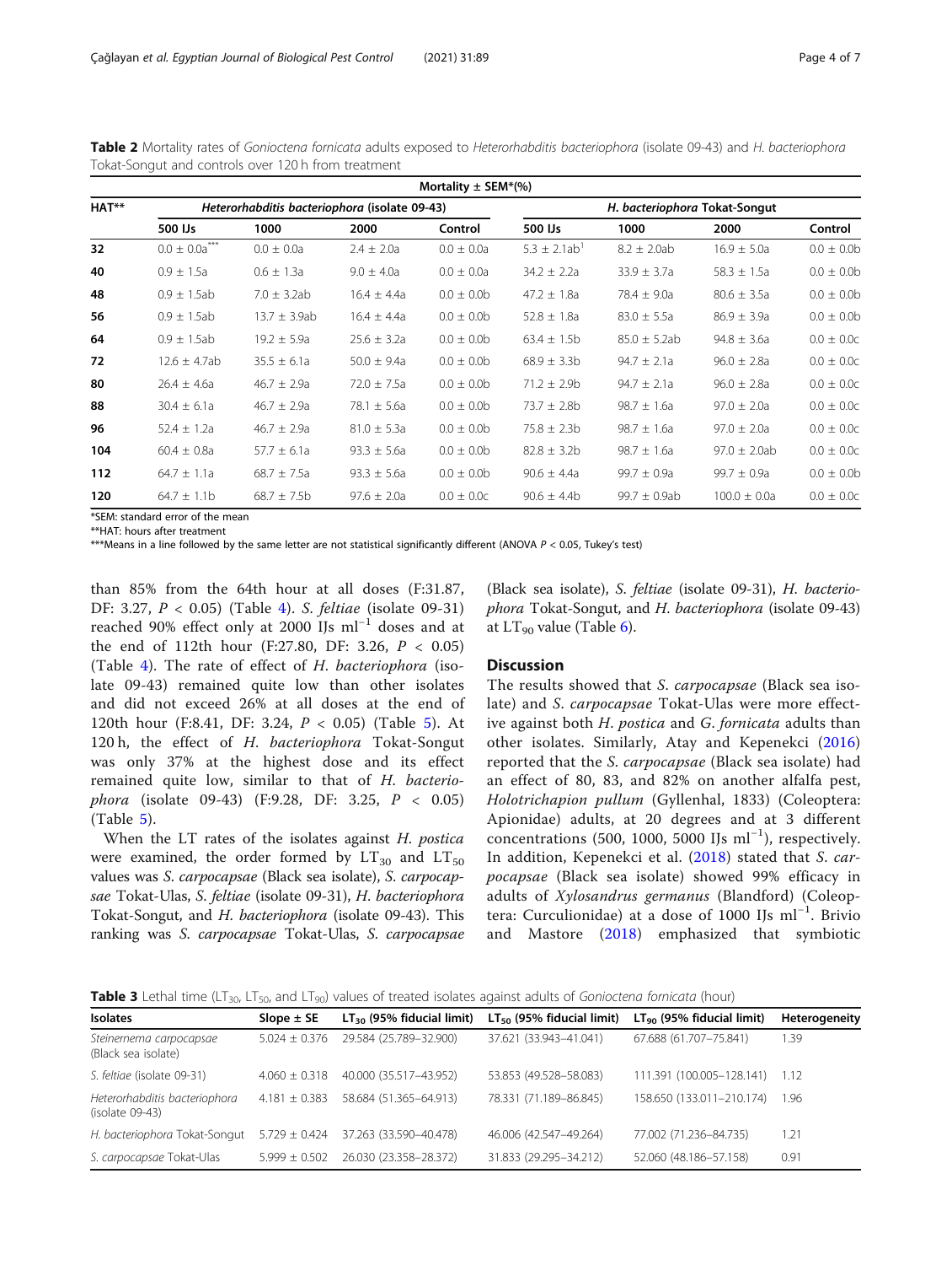**Table 2** Mortality rates of *Gonioctena fornicata* adults exposed to *Heterorhabditis bacteriophora* (isolate 09-43) and *H. bacteriophora* Tokat-Songut and controls over 120 h from treatment

| HAT** | Mortality ± SEM*(%) | | | | | | | |
|---|---|---|---|---|---|---|---|---|
| | *Heterorhabditis bacteriophora* (isolate 09-43) | | | | *H. bacteriophora* Tokat-Songut | | | |
| | 500 IJs | 1000 | 2000 | Control | 500 IJs | 1000 | 2000 | Control |
| 32 | 0.0 ± 0.0a*** | 0.0 ± 0.0a | 2.4 ± 2.0a | 0.0 ± 0.0a | 5.3 ± 2.1ab[1] | 8.2 ± 2.0ab | 16.9 ± 5.0a | 0.0 ± 0.0b |
| 40 | 0.9 ± 1.5a | 0.6 ± 1.3a | 9.0 ± 4.0a | 0.0 ± 0.0a | 34.2 ± 2.2a | 33.9 ± 3.7a | 58.3 ± 1.5a | 0.0 ± 0.0b |
| 48 | 0.9 ± 1.5ab | 7.0 ± 3.2ab | 16.4 ± 4.4a | 0.0 ± 0.0b | 47.2 ± 1.8a | 78.4 ± 9.0a | 80.6 ± 3.5a | 0.0 ± 0.0b |
| 56 | 0.9 ± 1.5ab | 13.7 ± 3.9ab | 16.4 ± 4.4a | 0.0 ± 0.0b | 52.8 ± 1.8a | 83.0 ± 5.5a | 86.9 ± 3.9a | 0.0 ± 0.0b |
| 64 | 0.9 ± 1.5ab | 19.2 ± 5.9a | 25.6 ± 3.2a | 0.0 ± 0.0b | 63.4 ± 1.5b | 85.0 ± 5.2ab | 94.8 ± 3.6a | 0.0 ± 0.0c |
| 72 | 12.6 ± 4.7ab | 35.5 ± 6.1a | 50.0 ± 9.4a | 0.0 ± 0.0b | 68.9 ± 3.3b | 94.7 ± 2.1a | 96.0 ± 2.8a | 0.0 ± 0.0c |
| 80 | 26.4 ± 4.6a | 46.7 ± 2.9a | 72.0 ± 7.5a | 0.0 ± 0.0b | 71.2 ± 2.9b | 94.7 ± 2.1a | 96.0 ± 2.8a | 0.0 ± 0.0c |
| 88 | 30.4 ± 6.1a | 46.7 ± 2.9a | 78.1 ± 5.6a | 0.0 ± 0.0b | 73.7 ± 2.8b | 98.7 ± 1.6a | 97.0 ± 2.0a | 0.0 ± 0.0c |
| 96 | 52.4 ± 1.2a | 46.7 ± 2.9a | 81.0 ± 5.3a | 0.0 ± 0.0b | 75.8 ± 2.3b | 98.7 ± 1.6a | 97.0 ± 2.0a | 0.0 ± 0.0c |
| 104 | 60.4 ± 0.8a | 57.7 ± 6.1a | 93.3 ± 5.6a | 0.0 ± 0.0b | 82.8 ± 3.2b | 98.7 ± 1.6a | 97.0 ± 2.0ab | 0.0 ± 0.0c |
| 112 | 64.7 ± 1.1a | 68.7 ± 7.5a | 93.3 ± 5.6a | 0.0 ± 0.0b | 90.6 ± 4.4a | 99.7 ± 0.9a | 99.7 ± 0.9a | 0.0 ± 0.0b |
| 120 | 64.7 ± 1.1b | 68.7 ± 7.5b | 97.6 ± 2.0a | 0.0 ± 0.0c | 90.6 ± 4.4b | 99.7 ± 0.9ab | 100.0 ± 0.0a | 0.0 ± 0.0c |

*SEM: standard error of the mean

**HAT: hours after treatment

***Means in a line followed by the same letter are not statistical significantly different (ANOVA $P < 0.05$, Tukey's test)

than 85% from the 64th hour at all doses (F:31.87, DF: 3.27, $P < 0.05$) (Table 4). *S. feltiae* (isolate 09-31) reached 90% effect only at 2000 IJs $ml^{-1}$ doses and at the end of 112th hour (F:27.80, DF: 3.26, $P < 0.05$) (Table 4). The rate of effect of *H. bacteriophora* (isolate 09-43) remained quite low than other isolates and did not exceed 26% at all doses at the end of 120th hour (F:8.41, DF: 3.24, $P < 0.05$) (Table 5). At 120 h, the effect of *H. bacteriophora* Tokat-Songut was only 37% at the highest dose and its effect remained quite low, similar to that of *H. bacteriophora* (isolate 09-43) (F:9.28, DF: 3.25, $P < 0.05$) (Table 5).

When the LT rates of the isolates against *H. postica* were examined, the order formed by $LT_{30}$ and $LT_{50}$ values was *S. carpocapsae* (Black sea isolate), *S. carpocapsae* Tokat-Ulas, *S. feltiae* (isolate 09-31), *H. bacteriophora* Tokat-Songut, and *H. bacteriophora* (isolate 09-43). This ranking was *S. carpocapsae* Tokat-Ulas, *S. carpocapsae* (Black sea isolate), *S. feltiae* (isolate 09-31), *H. bacteriophora* Tokat-Songut, and *H. bacteriophora* (isolate 09-43) at $LT_{90}$ value (Table 6).

## Discussion

The results showed that *S. carpocapsae* (Black sea isolate) and *S. carpocapsae* Tokat-Ulas were more effective against both *H. postica* and *G. fornicata* adults than other isolates. Similarly, Atay and Kepenekci (2016) reported that the *S. carpocapsae* (Black sea isolate) had an effect of 80, 83, and 82% on another alfalfa pest, *Holotrichapion pullum* (Gyllenhal, 1833) (Coleoptera: Apionidae) adults, at 20 degrees and at 3 different concentrations (500, 1000, 5000 IJs $ml^{-1}$), respectively. In addition, Kepenekci et al. (2018) stated that *S. carpocapsae* (Black sea isolate) showed 99% efficacy in adults of *Xylosandrus germanus* (Blandford) (Coleoptera: Curculionidae) at a dose of 1000 IJs $ml^{-1}$. Brivio and Mastore (2018) emphasized that symbiotic

**Table 3** Lethal time ($LT_{30}$, $LT_{50}$, and $LT_{90}$) values of treated isolates against adults of *Gonioctena fornicata* (hour)

| Isolates | Slope ± SE | $LT_{30}$ (95% fiducial limit) | $LT_{50}$ (95% fiducial limit) | $LT_{90}$ (95% fiducial limit) | Heterogeneity |
|---|---|---|---|---|---|
| *Steinernema carpocapsae* (Black sea isolate) | 5.024 ± 0.376 | 29.584 (25.789–32.900) | 37.621 (33.943–41.041) | 67.688 (61.707–75.841) | 1.39 |
| *S. feltiae* (isolate 09-31) | 4.060 ± 0.318 | 40.000 (35.517–43.952) | 53.853 (49.528–58.083) | 111.391 (100.005–128.141) | 1.12 |
| *Heterorhabditis bacteriophora* (isolate 09-43) | 4.181 ± 0.383 | 58.684 (51.365–64.913) | 78.331 (71.189–86.845) | 158.650 (133.011–210.174) | 1.96 |
| *H. bacteriophora* Tokat-Songut | 5.729 ± 0.424 | 37.263 (33.590–40.478) | 46.006 (42.547–49.264) | 77.002 (71.236–84.735) | 1.21 |
| *S. carpocapsae* Tokat-Ulas | 5.999 ± 0.502 | 26.030 (23.358–28.372) | 31.833 (29.295–34.212) | 52.060 (48.186–57.158) | 0.91 |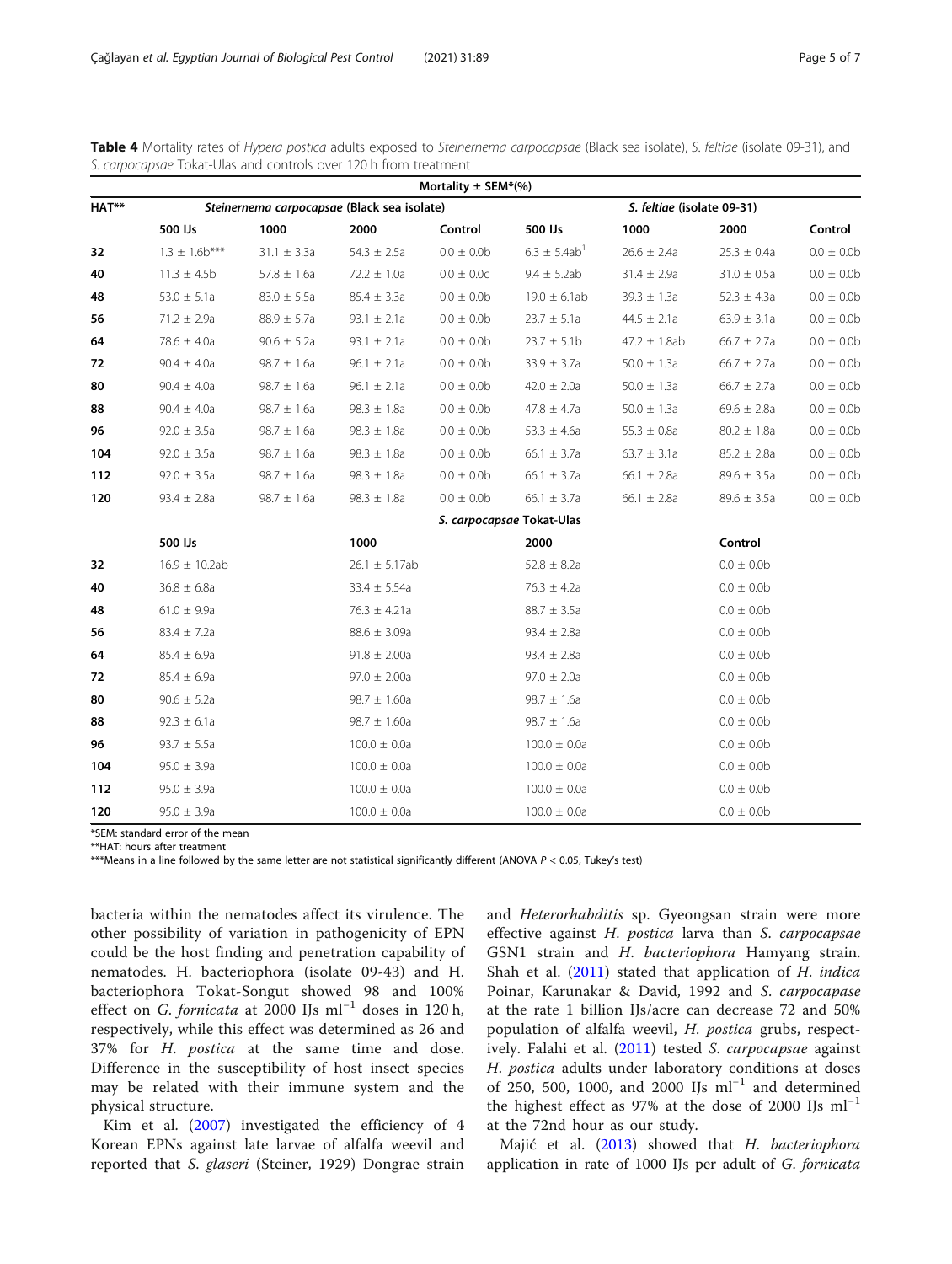**Table 4** Mortality rates of *Hypera postica* adults exposed to *Steinernema carpocapsae* (Black sea isolate), *S. feltiae* (isolate 09-31), and *S. carpocapsae* Tokat-Ulas and controls over 120 h from treatment

| HAT** | Mortality ± SEM*(%) | | | | | | | |
|---|---|---|---|---|---|---|---|---|
| | *Steinernema carpocapsae* (Black sea isolate) | | | | *S. feltiae* (isolate 09-31) | | | |
| | 500 IJs | 1000 | 2000 | Control | 500 IJs | 1000 | 2000 | Control |
| 32 | 1.3 ± 1.6b*** | 31.1 ± 3.3a | 54.3 ± 2.5a | 0.0 ± 0.0b | 6.3 ± 5.4ab[1] | 26.6 ± 2.4a | 25.3 ± 0.4a | 0.0 ± 0.0b |
| 40 | 11.3 ± 4.5b | 57.8 ± 1.6a | 72.2 ± 1.0a | 0.0 ± 0.0c | 9.4 ± 5.2ab | 31.4 ± 2.9a | 31.0 ± 0.5a | 0.0 ± 0.0b |
| 48 | 53.0 ± 5.1a | 83.0 ± 5.5a | 85.4 ± 3.3a | 0.0 ± 0.0b | 19.0 ± 6.1ab | 39.3 ± 1.3a | 52.3 ± 4.3a | 0.0 ± 0.0b |
| 56 | 71.2 ± 2.9a | 88.9 ± 5.7a | 93.1 ± 2.1a | 0.0 ± 0.0b | 23.7 ± 5.1a | 44.5 ± 2.1a | 63.9 ± 3.1a | 0.0 ± 0.0b |
| 64 | 78.6 ± 4.0a | 90.6 ± 5.2a | 93.1 ± 2.1a | 0.0 ± 0.0b | 23.7 ± 5.1b | 47.2 ± 1.8ab | 66.7 ± 2.7a | 0.0 ± 0.0b |
| 72 | 90.4 ± 4.0a | 98.7 ± 1.6a | 96.1 ± 2.1a | 0.0 ± 0.0b | 33.9 ± 3.7a | 50.0 ± 1.3a | 66.7 ± 2.7a | 0.0 ± 0.0b |
| 80 | 90.4 ± 4.0a | 98.7 ± 1.6a | 96.1 ± 2.1a | 0.0 ± 0.0b | 42.0 ± 2.0a | 50.0 ± 1.3a | 66.7 ± 2.7a | 0.0 ± 0.0b |
| 88 | 90.4 ± 4.0a | 98.7 ± 1.6a | 98.3 ± 1.8a | 0.0 ± 0.0b | 47.8 ± 4.7a | 50.0 ± 1.3a | 69.6 ± 2.8a | 0.0 ± 0.0b |
| 96 | 92.0 ± 3.5a | 98.7 ± 1.6a | 98.3 ± 1.8a | 0.0 ± 0.0b | 53.3 ± 4.6a | 55.3 ± 0.8a | 80.2 ± 1.8a | 0.0 ± 0.0b |
| 104 | 92.0 ± 3.5a | 98.7 ± 1.6a | 98.3 ± 1.8a | 0.0 ± 0.0b | 66.1 ± 3.7a | 63.7 ± 3.1a | 85.2 ± 2.8a | 0.0 ± 0.0b |
| 112 | 92.0 ± 3.5a | 98.7 ± 1.6a | 98.3 ± 1.8a | 0.0 ± 0.0b | 66.1 ± 3.7a | 66.1 ± 2.8a | 89.6 ± 3.5a | 0.0 ± 0.0b |
| 120 | 93.4 ± 2.8a | 98.7 ± 1.6a | 98.3 ± 1.8a | 0.0 ± 0.0b | 66.1 ± 3.7a | 66.1 ± 2.8a | 89.6 ± 3.5a | 0.0 ± 0.0b |
| | *S. carpocapsae* Tokat-Ulas | | | | | | | |
| | 500 IJs | | 1000 | | 2000 | | Control | |
| 32 | 16.9 ± 10.2ab | | 26.1 ± 5.17ab | | 52.8 ± 8.2a | | 0.0 ± 0.0b | |
| 40 | 36.8 ± 6.8a | | 33.4 ± 5.54a | | 76.3 ± 4.2a | | 0.0 ± 0.0b | |
| 48 | 61.0 ± 9.9a | | 76.3 ± 4.21a | | 88.7 ± 3.5a | | 0.0 ± 0.0b | |
| 56 | 83.4 ± 7.2a | | 88.6 ± 3.09a | | 93.4 ± 2.8a | | 0.0 ± 0.0b | |
| 64 | 85.4 ± 6.9a | | 91.8 ± 2.00a | | 93.4 ± 2.8a | | 0.0 ± 0.0b | |
| 72 | 85.4 ± 6.9a | | 97.0 ± 2.00a | | 97.0 ± 2.0a | | 0.0 ± 0.0b | |
| 80 | 90.6 ± 5.2a | | 98.7 ± 1.60a | | 98.7 ± 1.6a | | 0.0 ± 0.0b | |
| 88 | 92.3 ± 6.1a | | 98.7 ± 1.60a | | 98.7 ± 1.6a | | 0.0 ± 0.0b | |
| 96 | 93.7 ± 5.5a | | 100.0 ± 0.0a | | 100.0 ± 0.0a | | 0.0 ± 0.0b | |
| 104 | 95.0 ± 3.9a | | 100.0 ± 0.0a | | 100.0 ± 0.0a | | 0.0 ± 0.0b | |
| 112 | 95.0 ± 3.9a | | 100.0 ± 0.0a | | 100.0 ± 0.0a | | 0.0 ± 0.0b | |
| 120 | 95.0 ± 3.9a | | 100.0 ± 0.0a | | 100.0 ± 0.0a | | 0.0 ± 0.0b | |

*SEM: standard error of the mean
**HAT: hours after treatment
***Means in a line followed by the same letter are not statistical significantly different (ANOVA $P < 0.05$, Tukey's test)

bacteria within the nematodes affect its virulence. The other possibility of variation in pathogenicity of EPN could be the host finding and penetration capability of nematodes. H. bacteriophora (isolate 09-43) and H. bacteriophora Tokat-Songut showed 98 and 100% effect on *G. fornicata* at 2000 IJs ml$^{-1}$ doses in 120 h, respectively, while this effect was determined as 26 and 37% for *H. postica* at the same time and dose. Difference in the susceptibility of host insect species may be related with their immune system and the physical structure.

Kim et al. (2007) investigated the efficiency of 4 Korean EPNs against late larvae of alfalfa weevil and reported that *S. glaseri* (Steiner, 1929) Dongrae strain and *Heterorhabditis* sp. Gyeongsan strain were more effective against *H. postica* larva than *S. carpocapsae* GSN1 strain and *H. bacteriophora* Hamyang strain. Shah et al. (2011) stated that application of *H. indica* Poinar, Karunakar & David, 1992 and *S. carpocapase* at the rate 1 billion IJs/acre can decrease 72 and 50% population of alfalfa weevil, *H. postica* grubs, respectively. Falahi et al. (2011) tested *S. carpocapsae* against *H. postica* adults under laboratory conditions at doses of 250, 500, 1000, and 2000 IJs ml$^{-1}$ and determined the highest effect as 97% at the dose of 2000 IJs ml$^{-1}$ at the 72nd hour as our study.

Majić et al. (2013) showed that *H. bacteriophora* application in rate of 1000 IJs per adult of *G. fornicata*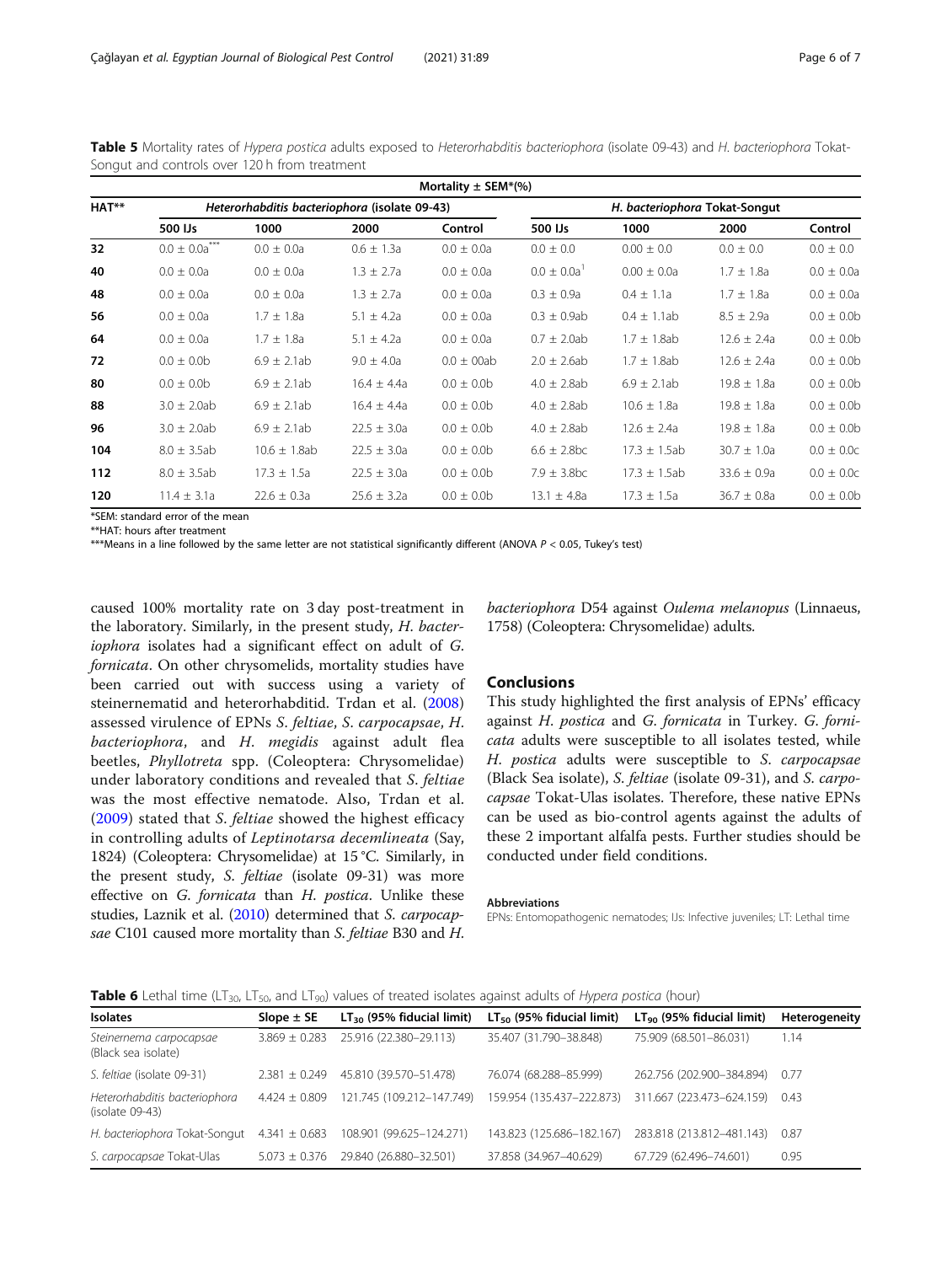**Table 5** Mortality rates of *Hypera postica* adults exposed to *Heterorhabditis bacteriophora* (isolate 09-43) and *H. bacteriophora* Tokat-Songut and controls over 120 h from treatment

| HAT** | Mortality ± SEM*(%) | | | | | | | |
|---|---|---|---|---|---|---|---|---|
| | *Heterorhabditis bacteriophora* (isolate 09-43) | | | | *H. bacteriophora* Tokat-Songut | | | |
| | 500 IJs | 1000 | 2000 | Control | 500 IJs | 1000 | 2000 | Control |
| **32** | 0.0 ± 0.0a*** | 0.0 ± 0.0a | 0.6 ± 1.3a | 0.0 ± 0.0a | 0.0 ± 0.0 | 0.00 ± 0.0 | 0.0 ± 0.0 | 0.0 ± 0.0 |
| **40** | 0.0 ± 0.0a | 0.0 ± 0.0a | 1.3 ± 2.7a | 0.0 ± 0.0a | 0.0 ± 0.0a[1] | 0.00 ± 0.0a | 1.7 ± 1.8a | 0.0 ± 0.0a |
| **48** | 0.0 ± 0.0a | 0.0 ± 0.0a | 1.3 ± 2.7a | 0.0 ± 0.0a | 0.3 ± 0.9a | 0.4 ± 1.1a | 1.7 ± 1.8a | 0.0 ± 0.0a |
| **56** | 0.0 ± 0.0a | 1.7 ± 1.8a | 5.1 ± 4.2a | 0.0 ± 0.0a | 0.3 ± 0.9ab | 0.4 ± 1.1ab | 8.5 ± 2.9a | 0.0 ± 0.0b |
| **64** | 0.0 ± 0.0a | 1.7 ± 1.8a | 5.1 ± 4.2a | 0.0 ± 0.0a | 0.7 ± 2.0ab | 1.7 ± 1.8ab | 12.6 ± 2.4a | 0.0 ± 0.0b |
| **72** | 0.0 ± 0.0b | 6.9 ± 2.1ab | 9.0 ± 4.0a | 0.0 ± 00ab | 2.0 ± 2.6ab | 1.7 ± 1.8ab | 12.6 ± 2.4a | 0.0 ± 0.0b |
| **80** | 0.0 ± 0.0b | 6.9 ± 2.1ab | 16.4 ± 4.4a | 0.0 ± 0.0b | 4.0 ± 2.8ab | 6.9 ± 2.1ab | 19.8 ± 1.8a | 0.0 ± 0.0b |
| **88** | 3.0 ± 2.0ab | 6.9 ± 2.1ab | 16.4 ± 4.4a | 0.0 ± 0.0b | 4.0 ± 2.8ab | 10.6 ± 1.8a | 19.8 ± 1.8a | 0.0 ± 0.0b |
| **96** | 3.0 ± 2.0ab | 6.9 ± 2.1ab | 22.5 ± 3.0a | 0.0 ± 0.0b | 4.0 ± 2.8ab | 12.6 ± 2.4a | 19.8 ± 1.8a | 0.0 ± 0.0b |
| **104** | 8.0 ± 3.5ab | 10.6 ± 1.8ab | 22.5 ± 3.0a | 0.0 ± 0.0b | 6.6 ± 2.8bc | 17.3 ± 1.5ab | 30.7 ± 1.0a | 0.0 ± 0.0c |
| **112** | 8.0 ± 3.5ab | 17.3 ± 1.5a | 22.5 ± 3.0a | 0.0 ± 0.0b | 7.9 ± 3.8bc | 17.3 ± 1.5ab | 33.6 ± 0.9a | 0.0 ± 0.0c |
| **120** | 11.4 ± 3.1a | 22.6 ± 0.3a | 25.6 ± 3.2a | 0.0 ± 0.0b | 13.1 ± 4.8a | 17.3 ± 1.5a | 36.7 ± 0.8a | 0.0 ± 0.0b |

*SEM: standard error of the mean

**HAT: hours after treatment

***Means in a line followed by the same letter are not statistical significantly different (ANOVA $P < 0.05$, Tukey's test)

caused 100% mortality rate on 3 day post-treatment in the laboratory. Similarly, in the present study, *H. bacteriophora* isolates had a significant effect on adult of *G. fornicata*. On other chrysomelids, mortality studies have been carried out with success using a variety of steinernematid and heterorhabditid. Trdan et al. (2008) assessed virulence of EPNs *S. feltiae*, *S. carpocapsae*, *H. bacteriophora*, and *H. megidis* against adult flea beetles, *Phyllotreta* spp. (Coleoptera: Chrysomelidae) under laboratory conditions and revealed that *S. feltiae* was the most effective nematode. Also, Trdan et al. (2009) stated that *S. feltiae* showed the highest efficacy in controlling adults of *Leptinotarsa decemlineata* (Say, 1824) (Coleoptera: Chrysomelidae) at 15 °C. Similarly, in the present study, *S. feltiae* (isolate 09-31) was more effective on *G. fornicata* than *H. postica*. Unlike these studies, Laznik et al. (2010) determined that *S. carpocapsae* C101 caused more mortality than *S. feltiae* B30 and *H. bacteriophora* D54 against *Oulema melanopus* (Linnaeus, 1758) (Coleoptera: Chrysomelidae) adults.

## Conclusions

This study highlighted the first analysis of EPNs' efficacy against *H. postica* and *G. fornicata* in Turkey. *G. fornicata* adults were susceptible to all isolates tested, while *H. postica* adults were susceptible to *S. carpocapsae* (Black Sea isolate), *S. feltiae* (isolate 09-31), and *S. carpocapsae* Tokat-Ulas isolates. Therefore, these native EPNs can be used as bio-control agents against the adults of these 2 important alfalfa pests. Further studies should be conducted under field conditions.

#### Abbreviations

EPNs: Entomopathogenic nematodes; IJs: Infective juveniles; LT: Lethal time

**Table 6** Lethal time ($LT_{30}$, $LT_{50}$, and $LT_{90}$) values of treated isolates against adults of *Hypera postica* (hour)

| Isolates | Slope ± SE | $LT_{30}$ (95% fiducial limit) | $LT_{50}$ (95% fiducial limit) | $LT_{90}$ (95% fiducial limit) | Heterogeneity |
|---|---|---|---|---|---|
| *Steinernema carpocapsae* (Black sea isolate) | 3.869 ± 0.283 | 25.916 (22.380–29.113) | 35.407 (31.790–38.848) | 75.909 (68.501–86.031) | 1.14 |
| *S. feltiae* (isolate 09-31) | 2.381 ± 0.249 | 45.810 (39.570–51.478) | 76.074 (68.288–85.999) | 262.756 (202.900–384.894) | 0.77 |
| *Heterorhabditis bacteriophora* (isolate 09-43) | 4.424 ± 0.809 | 121.745 (109.212–147.749) | 159.954 (135.437–222.873) | 311.667 (223.473–624.159) | 0.43 |
| *H. bacteriophora* Tokat-Songut | 4.341 ± 0.683 | 108.901 (99.625–124.271) | 143.823 (125.686–182.167) | 283.818 (213.812–481.143) | 0.87 |
| *S. carpocapsae* Tokat-Ulas | 5.073 ± 0.376 | 29.840 (26.880–32.501) | 37.858 (34.967–40.629) | 67.729 (62.496–74.601) | 0.95 |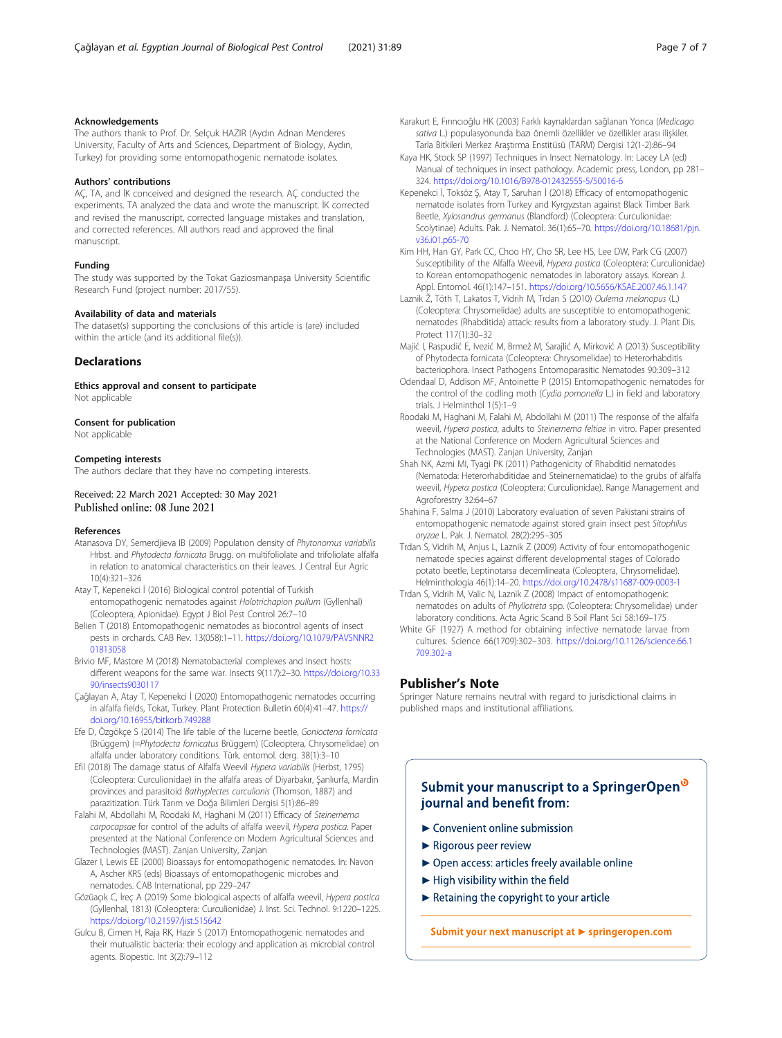### Acknowledgements

The authors thank to Prof. Dr. Selçuk HAZIR (Aydın Adnan Menderes University, Faculty of Arts and Sciences, Department of Biology, Aydın, Turkey) for providing some entomopathogenic nematode isolates.

### Authors' contributions

AÇ, TA, and İK conceived and designed the research. AÇ conducted the experiments. TA analyzed the data and wrote the manuscript. İK corrected and revised the manuscript, corrected language mistakes and translation, and corrected references. All authors read and approved the final manuscript.

### Funding

The study was supported by the Tokat Gaziosmanpaşa University Scientific Research Fund (project number: 2017/55).

### Availability of data and materials

The dataset(s) supporting the conclusions of this article is (are) included within the article (and its additional file(s)).

## Declarations

### Ethics approval and consent to participate

Not applicable

### Consent for publication

Not applicable

### Competing interests

The authors declare that they have no competing interests.

Received: 22 March 2021 Accepted: 30 May 2021
Published online: 08 June 2021

### References

Atanasova DY, Semerdjieva IB (2009) Population density of *Phytonomus variabilis* Hrbst. and *Phytodecta fornicata* Brugg. on multifoliolate and trifoliolate alfalfa in relation to anatomical characteristics on their leaves. J Central Eur Agric 10(4):321–326

Atay T, Kepenekci İ (2016) Biological control potential of Turkish entomopathogenic nematodes against *Holotrichapion pullum* (Gyllenhal) (Coleoptera, Apionidae). Egypt J Biol Pest Control 26:7–10

Belien T (2018) Entomopathogenic nematodes as biocontrol agents of insect pests in orchards. CAB Rev. 13(058):1–11. https://doi.org/10.1079/PAVSNNR201813058

Brivio MF, Mastore M (2018) Nematobacterial complexes and insect hosts: different weapons for the same war. Insects 9(117):2–30. https://doi.org/10.3390/insects9030117

Çağlayan A, Atay T, Kepenekci İ (2020) Entomopathogenic nematodes occurring in alfalfa fields, Tokat, Turkey. Plant Protection Bulletin 60(4):41–47. https://doi.org/10.16955/bitkorb.749288

Efe D, Özgökçe S (2014) The life table of the lucerne beetle, *Gonioctena fornicata* (Brüggem) (=*Phytodecta fornicatus* Brüggem) (Coleoptera, Chrysomelidae) on alfalfa under laboratory conditions. Türk. entomol. derg. 38(1):3–10

Efil (2018) The damage status of Alfalfa Weevil *Hypera variabilis* (Herbst, 1795) (Coleoptera: Curculionidae) in the alfalfa areas of Diyarbakır, Şanlıurfa, Mardin provinces and parasitoid *Bathyplectes curculionis* (Thomson, 1887) and parazitization. Türk Tarım ve Doğa Bilimleri Dergisi 5(1):86–89

Falahi M, Abdollahi M, Roodaki M, Haghani M (2011) Efficacy of *Steinernema carpocapsae* for control of the adults of alfalfa weevil, *Hypera postica*. Paper presented at the National Conference on Modern Agricultural Sciences and Technologies (MAST). Zanjan University, Zanjan

Glazer I, Lewis EE (2000) Bioassays for entomopathogenic nematodes. In: Navon A, Ascher KRS (eds) Bioassays of entomopathogenic microbes and nematodes. CAB International, pp 229–247

Gözüaçık C, İreç A (2019) Some biological aspects of alfalfa weevil, *Hypera postica* (Gyllenhal, 1813) (Coleoptera: Curculionidae) J. Inst. Sci. Technol. 9:1220–1225. https://doi.org/10.21597/jist.515642

Gulcu B, Cimen H, Raja RK, Hazir S (2017) Entomopathogenic nematodes and their mutualistic bacteria: their ecology and application as microbial control agents. Biopestic. Int 3(2):79–112

Karakurt E, Fırıncıoğlu HK (2003) Farklı kaynaklardan sağlanan Yonca (*Medicago sativa* L.) populasyonunda bazı önemli özellikler ve özellikler arası ilişkiler. Tarla Bitkileri Merkez Araştırma Enstitüsü (TARM) Dergisi 12(1-2):86–94

Kaya HK, Stock SP (1997) Techniques in Insect Nematology. In: Lacey LA (ed) Manual of techniques in insect pathology. Academic press, London, pp 281–324. https://doi.org/10.1016/B978-012432555-5/50016-6

Kepenekci İ, Toksöz Ş, Atay T, Saruhan İ (2018) Efficacy of entomopathogenic nematode isolates from Turkey and Kyrgyzstan against Black Timber Bark Beetle, *Xylosandrus germanus* (Blandford) (Coleoptera: Curculionidae: Scolytinae) Adults. Pak. J. Nematol. 36(1):65–70. https://doi.org/10.18681/pjn.v36.i01.p65-70

Kim HH, Han GY, Park CC, Choo HY, Cho SR, Lee HS, Lee DW, Park CG (2007) Susceptibility of the Alfalfa Weevil, *Hypera postica* (Coleoptera: Curculionidae) to Korean entomopathogenic nematodes in laboratory assays. Korean J. Appl. Entomol. 46(1):147–151. https://doi.org/10.5656/KSAE.2007.46.1.147

Laznik Ž, Tóth T, Lakatos T, Vidrih M, Trdan S (2010) *Oulema melanopus* (L.) (Coleoptera: Chrysomelidae) adults are susceptible to entomopathogenic nematodes (Rhabditida) attack: results from a laboratory study. J. Plant Dis. Protect 117(1):30–32

Majić I, Raspudić E, Ivezić M, Brmež M, Sarajlić A, Mirković A (2013) Susceptibility of Phytodecta fornicata (Coleoptera: Chrysomelidae) to Heterorhabditis bacteriophora. Insect Pathogens Entomoparasitic Nematodes 90:309–312

Odendaal D, Addison MF, Antoinette P (2015) Entomopathogenic nematodes for the control of the codling moth (*Cydia pomonella* L.) in field and laboratory trials. J Helminthol 1(5):1–9

Roodaki M, Haghani M, Falahi M, Abdollahi M (2011) The response of the alfalfa weevil, *Hypera postica*, adults to *Steinernema feltiae* in vitro. Paper presented at the National Conference on Modern Agricultural Sciences and Technologies (MAST). Zanjan University, Zanjan

Shah NK, Azmi MI, Tyagi PK (2011) Pathogenicity of Rhabditid nematodes (Nematoda: Heterorhabditidae and Steinernematidae) to the grubs of alfalfa weevil, *Hypera postica* (Coleoptera: Curculionidae). Range Management and Agroforestry 32:64–67

Shahina F, Salma J (2010) Laboratory evaluation of seven Pakistani strains of entomopathogenic nematode against stored grain insect pest *Sitophilus oryzae* L. Pak. J. Nematol. 28(2):295–305

Trdan S, Vidrih M, Anjus L, Laznik Z (2009) Activity of four entomopathogenic nematode species against different developmental stages of Colorado potato beetle, Leptinotarsa decemlineata (Coleoptera, Chrysomelidae). Helminthologia 46(1):14–20. https://doi.org/10.2478/s11687-009-0003-1

Trdan S, Vidrih M, Valic N, Laznik Z (2008) Impact of entomopathogenic nematodes on adults of *Phyllotreta* spp. (Coleoptera: Chrysomelidae) under laboratory conditions. Acta Agric Scand B Soil Plant Sci 58:169–175

White GF (1927) A method for obtaining infective nematode larvae from cultures. Science 66(1709):302–303. https://doi.org/10.1126/science.66.1709.302-a

## Publisher's Note

Springer Nature remains neutral with regard to jurisdictional claims in published maps and institutional affiliations.